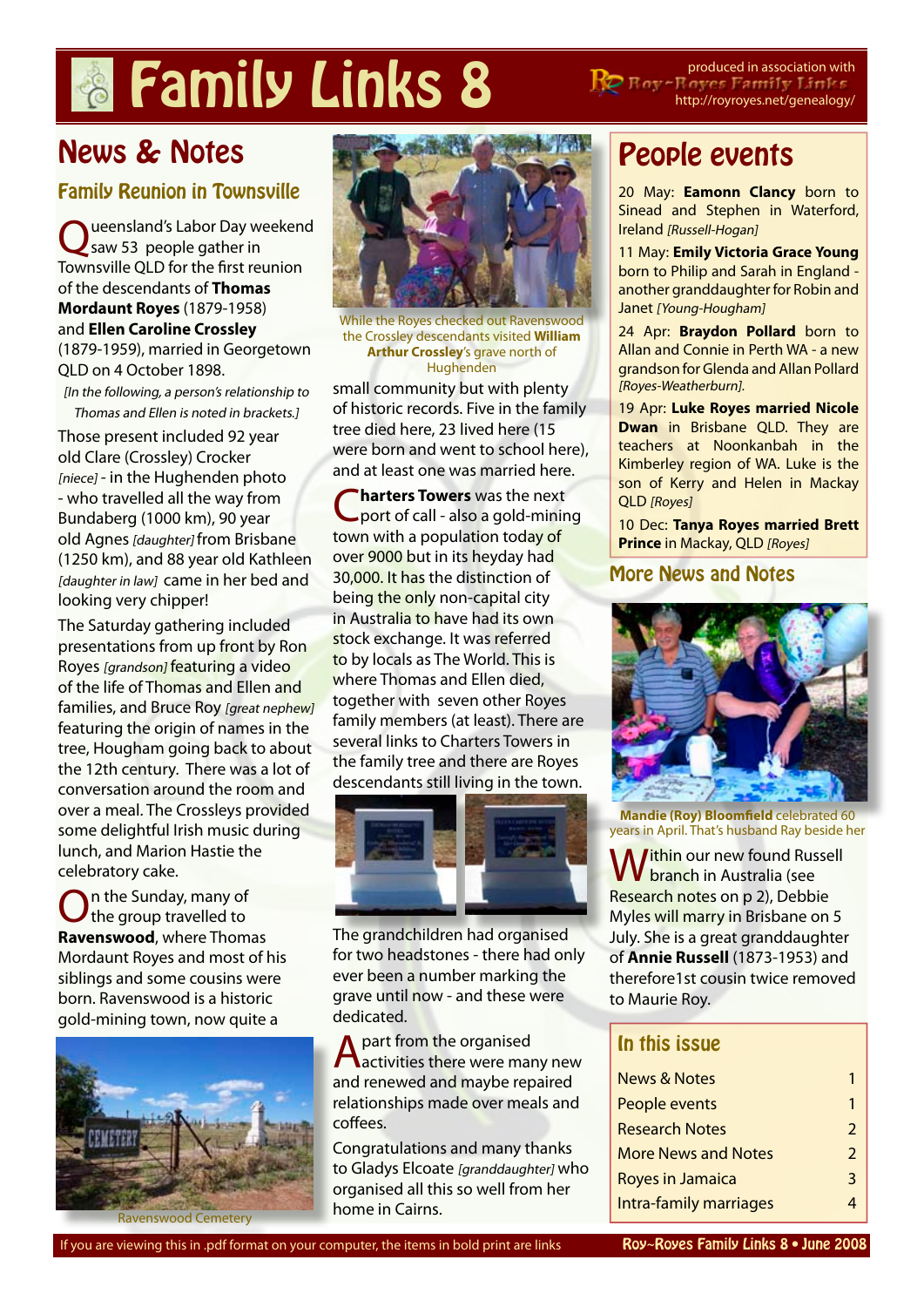# Family Links 8

produced in association with Roy~Royes Family Links http://royroyes.net/genealogy/

## News & Notes

### Family Reunion in Townsville

Queensland's Labor Day weekend saw 53 people gather in Townsville QLD for the first reunion of the descendants of **Thomas Mordaunt Royes** (1879-1958) and **Ellen Caroline Crossley** (1879-1959), married in Georgetown QLD on 4 October 1898.

*[In the following, a person's relationship to Thomas and Ellen is noted in brackets.]*

Those present included 92 year old Clare (Crossley) Crocker *[niece]* - in the Hughenden photo - who travelled all the way from Bundaberg (1000 km), 90 year old Agnes *[daughter]* from Brisbane (1250 km), and 88 year old Kathleen *[daughter in law]* came in her bed and looking very chipper!

The Saturday gathering included presentations from up front by Ron Royes *[grandson]* featuring a video of the life of Thomas and Ellen and families, and Bruce Roy *[great nephew]* featuring the origin of names in the tree, Hougham going back to about the 12th century. There was a lot of conversation around the room and over a meal. The Crossleys provided some delightful Irish music during lunch, and Marion Hastie the celebratory cake.

On the Sunday, many of the group travelled to **Ravenswood**, where Thomas Mordaunt Royes and most of his siblings and some cousins were born. Ravenswood is a historic gold-mining town, now quite a small community but with plenty of historic records. Five in the family tree died here, 23 lived here (15 were born and went to school here), and at least one was married here.

Ravenswood Cemetery

While the Royes checked out Ravenswood the Crossley descendants visited **William Arthur Crossley**'s grave north of Hughenden

**Charters Towers** was the next port of call - also a gold-mining town with a population today of over 9000 but in its heyday had 30,000. It has the distinction of being the only non-capital city in Australia to have had its own stock exchange. It was referred to by locals as The World. This is where Thomas and Ellen died, together with seven other Royes family members (at least). There are several links to Charters Towers in the family tree and there are Royes descendants still living in the town.

The grandchildren had organised for two headstones - there had only ever been a number marking the grave until now - and these were dedicated.

Apart from the organised activities there were many new and renewed and maybe repaired relationships made over meals and coffees.

Congratulations and many thanks to Gladys Elcoate *[granddaughter]* who organised all this so well from her home in Cairns.

## People events

20 May: **Eamonn Clancy** born to Sinead and Stephen in Waterford, Ireland *[Russell-Hogan]*

11 May: **Emily Victoria Grace Young** born to Philip and Sarah in England - another granddaughter for Robin and Janet *[Young-Hougham]*

24 Apr: **Braydon Pollard** born to Allan and Connie in Perth WA - a new grandson for Glenda and Allan Pollard *[Royes-Weatherburn]*.

19 Apr: **Luke Royes married Nicole Dwan** in Brisbane QLD. They are teachers at Noonkanbah in the Kimberley region of WA. Luke is the son of Kerry and Helen in Mackay QLD *[Royes]*

10 Dec: **Tanya Royes married Brett Prince** in Mackay, QLD *[Royes]*

### More News and Notes

**Mandie (Roy) Bloomfield** celebrated 60 years in April. That's husband Ray beside her

Within our new found Russell branch in Australia (see Research notes on p 2), Debbie Myles will marry in Brisbane on 5 July. She is a great granddaughter of **Annie Russell** (1873-1953) and therefore1st cousin twice removed to Maurie Roy.

### In this issue

| | |
|---|---|
| News & Notes | 1 |
| People events | 1 |
| Research Notes | 2 |
| More News and Notes | 2 |
| Royes in Jamaica | 3 |
| Intra-family marriages | 4 |

If you are viewing this in .pdf format on your computer, the items in bold print are links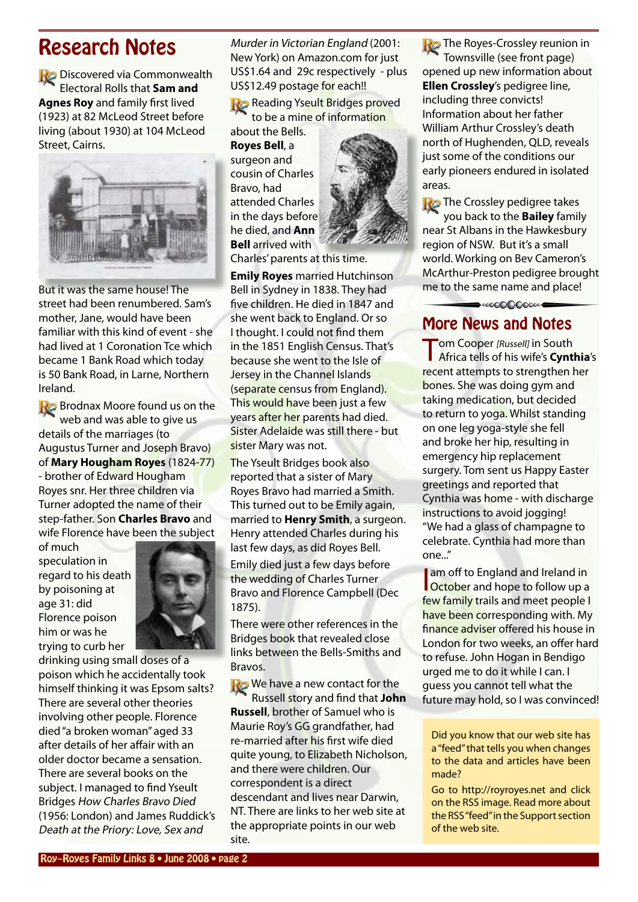# Research Notes

Discovered via Commonwealth Electoral Rolls that **Sam and Agnes Roy** and family first lived (1923) at 82 McLeod Street before living (about 1930) at 104 McLeod Street, Cairns.

But it was the same house! The street had been renumbered. Sam's mother, Jane, would have been familiar with this kind of event - she had lived at 1 Coronation Tce which became 1 Bank Road which today is 50 Bank Road, in Larne, Northern Ireland.

Brodnax Moore found us on the web and was able to give us details of the marriages (to Augustus Turner and Joseph Bravo) of **Mary Hougham Royes** (1824-77) - brother of Edward Hougham Royes snr. Her three children via Turner adopted the name of their step-father. Son **Charles Bravo** and wife Florence have been the subject of much speculation in regard to his death by poisoning at age 31: did Florence poison him or was he trying to curb her drinking using small doses of a poison which he accidentally took himself thinking it was Epsom salts? There are several other theories involving other people. Florence died "a broken woman" aged 33 after details of her affair with an older doctor became a sensation. There are several books on the subject. I managed to find Yseult Bridges *How Charles Bravo Died* (1956: London) and James Ruddick's *Death at the Priory: Love, Sex and Murder in Victorian England* (2001: New York) on Amazon.com for just US$1.64 and 29c respectively - plus US$12.49 postage for each!!

Reading Yseult Bridges proved to be a mine of information about the Bells.

**Royes Bell**, a surgeon and cousin of Charles Bravo, had attended Charles in the days before he died, and **Ann Bell** arrived with Charles' parents at this time.

**Emily Royes** married Hutchinson Bell in Sydney in 1838. They had five children. He died in 1847 and she went back to England. Or so I thought. I could not find them in the 1851 English Census. That's because she went to the Isle of Jersey in the Channel Islands (separate census from England). This would have been just a few years after her parents had died. Sister Adelaide was still there - but sister Mary was not.

The Yseult Bridges book also reported that a sister of Mary Royes Bravo had married a Smith. This turned out to be Emily again, married to **Henry Smith**, a surgeon. Henry attended Charles during his last few days, as did Royes Bell.

Emily died just a few days before the wedding of Charles Turner Bravo and Florence Campbell (Dec 1875).

There were other references in the Bridges book that revealed close links between the Bells-Smiths and Bravos.

We have a new contact for the Russell story and find that **John Russell**, brother of Samuel who is Maurie Roy's GG grandfather, had re-married after his first wife died quite young, to Elizabeth Nicholson, and there were children. Our correspondent is a direct descendant and lives near Darwin, NT. There are links to her web site at the appropriate points in our web site.

The Royes-Crossley reunion in Townsville (see front page) opened up new information about **Ellen Crossley**'s pedigree line, including three convicts! Information about her father William Arthur Crossley's death north of Hughenden, QLD, reveals just some of the conditions our early pioneers endured in isolated areas.

The Crossley pedigree takes you back to the **Bailey** family near St Albans in the Hawkesbury region of NSW. But it's a small world. Working on Bev Cameron's McArthur-Preston pedigree brought me to the same name and place!

# More News and Notes

Tom Cooper *[Russell]* in South Africa tells of his wife's **Cynthia**'s recent attempts to strengthen her bones. She was doing gym and taking medication, but decided to return to yoga. Whilst standing on one leg yoga-style she fell and broke her hip, resulting in emergency hip replacement surgery. Tom sent us Happy Easter greetings and reported that Cynthia was home - with discharge instructions to avoid jogging! "We had a glass of champagne to celebrate. Cynthia had more than one..."

I am off to England and Ireland in October and hope to follow up a few family trails and meet people I have been corresponding with. My finance adviser offered his house in London for two weeks, an offer hard to refuse. John Hogan in Bendigo urged me to do it while I can. I guess you cannot tell what the future may hold, so I was convinced!

Did you know that our web site has a "feed" that tells you when changes to the data and articles have been made?

Go to http://royroyes.net and click on the RSS image. Read more about the RSS "feed" in the Support section of the web site.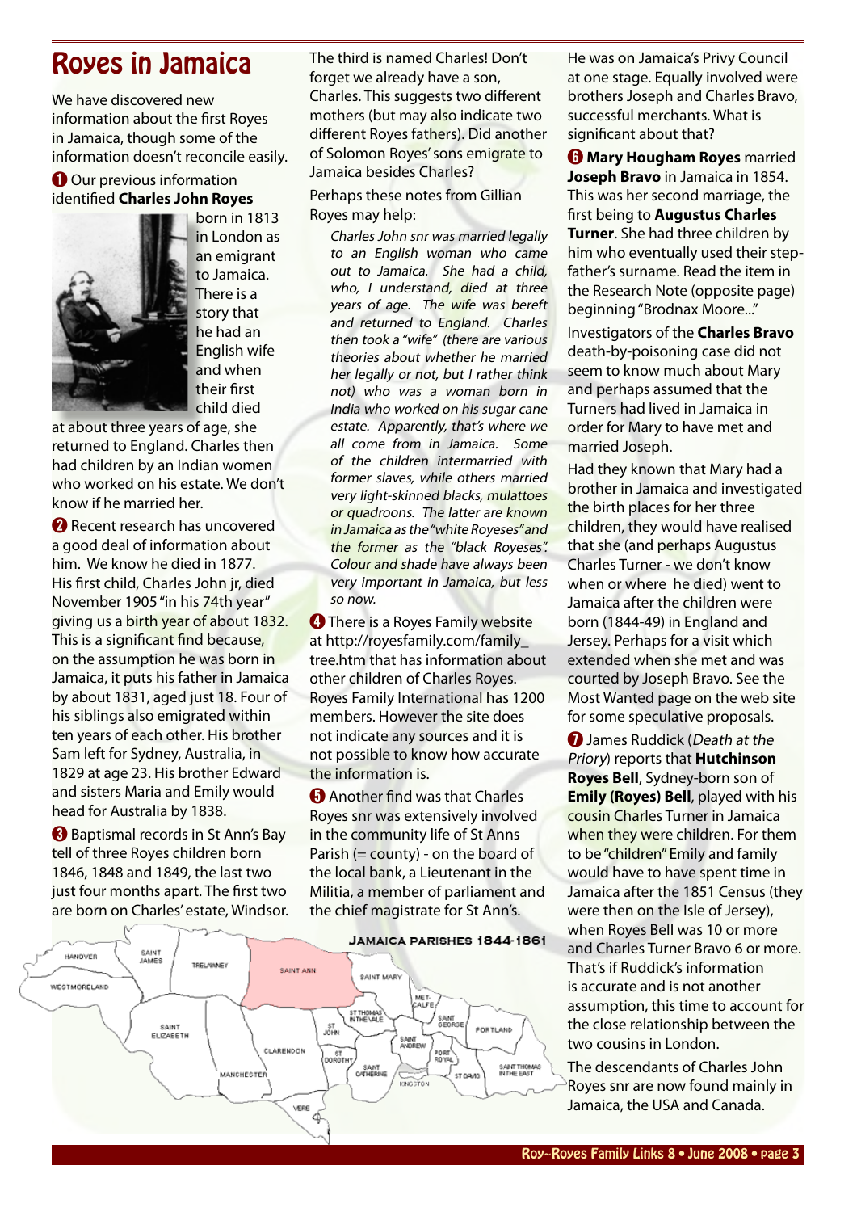# Royes in Jamaica

We have discovered new information about the first Royes in Jamaica, though some of the information doesn't reconcile easily.

❶ Our previous information identified **Charles John Royes** born in 1813 in London as an emigrant to Jamaica. There is a story that he had an English wife and when their first child died at about three years of age, she returned to England. Charles then had children by an Indian women who worked on his estate. We don't know if he married her.

❷ Recent research has uncovered a good deal of information about him. We know he died in 1877. His first child, Charles John jr, died November 1905 "in his 74th year" giving us a birth year of about 1832. This is a significant find because, on the assumption he was born in Jamaica, it puts his father in Jamaica by about 1831, aged just 18. Four of his siblings also emigrated within ten years of each other. His brother Sam left for Sydney, Australia, in 1829 at age 23. His brother Edward and sisters Maria and Emily would head for Australia by 1838.

❸ Baptismal records in St Ann's Bay tell of three Royes children born 1846, 1848 and 1849, the last two just four months apart. The first two are born on Charles' estate, Windsor. The third is named Charles! Don't forget we already have a son, Charles. This suggests two different mothers (but may also indicate two different Royes fathers). Did another of Solomon Royes' sons emigrate to Jamaica besides Charles?

Perhaps these notes from Gillian Royes may help:

> *Charles John snr was married legally to an English woman who came out to Jamaica. She had a child, who, I understand, died at three years of age. The wife was bereft and returned to England. Charles then took a "wife" (there are various theories about whether he married her legally or not, but I rather think not) who was a woman born in India who worked on his sugar cane estate. Apparently, that's where we all come from in Jamaica. Some of the children intermarried with former slaves, while others married very light-skinned blacks, mulattoes or quadroons. The latter are known in Jamaica as the "white Royeses" and the former as the "black Royeses". Colour and shade have always been very important in Jamaica, but less so now.*

❹ There is a Royes Family website at http://royesfamily.com/family_tree.htm that has information about other children of Charles Royes. Royes Family International has 1200 members. However the site does not indicate any sources and it is not possible to know how accurate the information is.

❺ Another find was that Charles Royes snr was extensively involved in the community life of St Anns Parish (= county) - on the board of the local bank, a Lieutenant in the Militia, a member of parliament and the chief magistrate for St Ann's. He was on Jamaica's Privy Council at one stage. Equally involved were brothers Joseph and Charles Bravo, successful merchants. What is significant about that?

JAMAICA PARISHES 1844-1861

❻ **Mary Hougham Royes** married **Joseph Bravo** in Jamaica in 1854. This was her second marriage, the first being to **Augustus Charles Turner**. She had three children by him who eventually used their step-father's surname. Read the item in the Research Note (opposite page) beginning "Brodnax Moore..."

Investigators of the **Charles Bravo** death-by-poisoning case did not seem to know much about Mary and perhaps assumed that the Turners had lived in Jamaica in order for Mary to have met and married Joseph.

Had they known that Mary had a brother in Jamaica and investigated the birth places for her three children, they would have realised that she (and perhaps Augustus Charles Turner - we don't know when or where he died) went to Jamaica after the children were born (1844-49) in England and Jersey. Perhaps for a visit which extended when she met and was courted by Joseph Bravo. See the Most Wanted page on the web site for some speculative proposals.

❼ James Ruddick (*Death at the Priory*) reports that **Hutchinson Royes Bell**, Sydney-born son of **Emily (Royes) Bell**, played with his cousin Charles Turner in Jamaica when they were children. For them to be "children" Emily and family would have to have spent time in Jamaica after the 1851 Census (they were then on the Isle of Jersey), when Royes Bell was 10 or more and Charles Turner Bravo 6 or more. That's if Ruddick's information is accurate and is not another assumption, this time to account for the close relationship between the two cousins in London.

The descendants of Charles John Royes snr are now found mainly in Jamaica, the USA and Canada.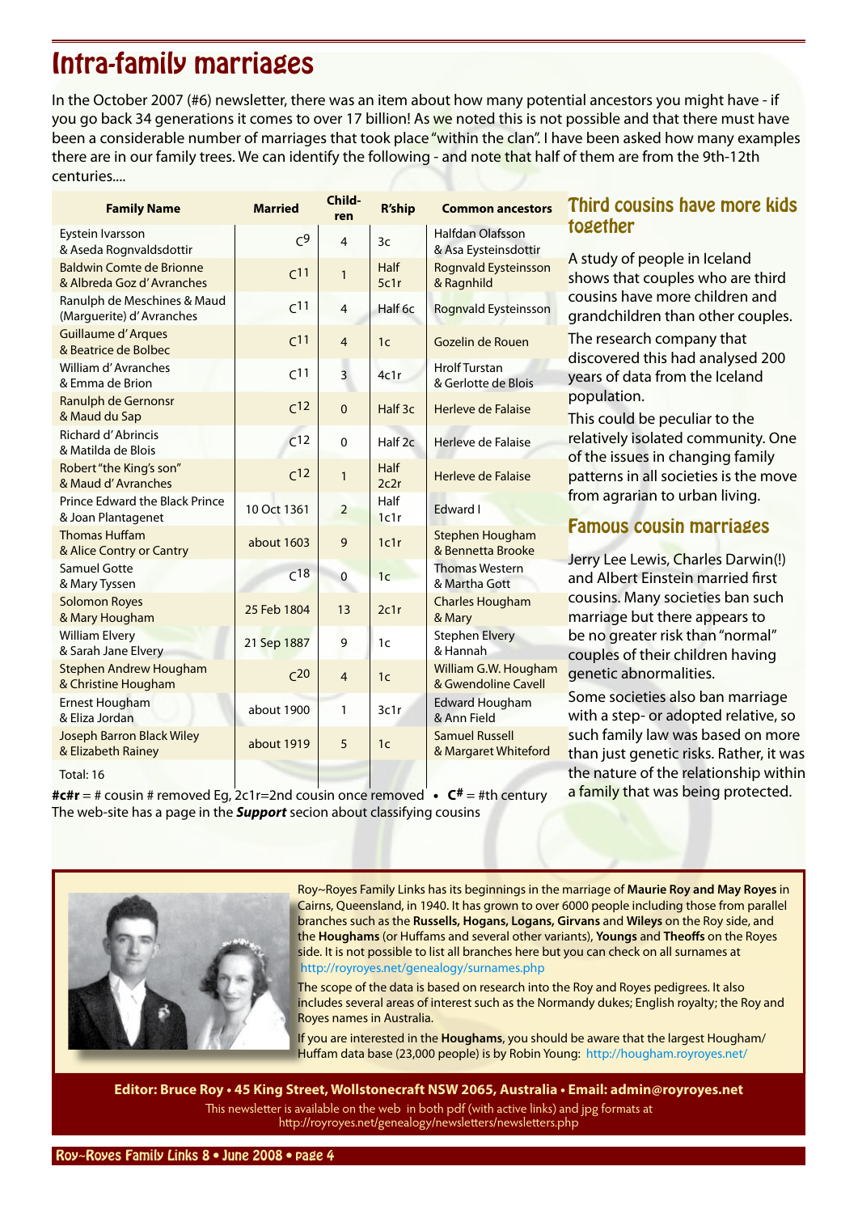# Intra-family marriages

In the October 2007 (#6) newsletter, there was an item about how many potential ancestors you might have - if you go back 34 generations it comes to over 17 billion! As we noted this is not possible and that there must have been a considerable number of marriages that took place "within the clan". I have been asked how many examples there are in our family trees. We can identify the following - and note that half of them are from the 9th-12th centuries....

| Family Name | Married | Children | R'ship | Common ancestors |
|---|---|---|---|---|
| Eystein Ivarsson & Aseda Rognvaldsdottir | $C^9$ | 4 | 3c | Halfdan Olafsson & Asa Eysteinsdottir |
| Baldwin Comte de Brionne & Albreda Goz d' Avranches | $C^{11}$ | 1 | Half 5c1r | Rognvald Eysteinsson & Ragnhild |
| Ranulph de Meschines & Maud (Marguerite) d' Avranches | $C^{11}$ | 4 | Half 6c | Rognvald Eysteinsson |
| Guillaume d' Arques & Beatrice de Bolbec | $C^{11}$ | 4 | 1c | Gozelin de Rouen |
| William d' Avranches & Emma de Brion | $C^{11}$ | 3 | 4c1r | Hrolf Turstan & Gerlotte de Blois |
| Ranulph de Gernonsr & Maud du Sap | $C^{12}$ | 0 | Half 3c | Herleve de Falaise |
| Richard d' Abrincis & Matilda de Blois | $C^{12}$ | 0 | Half 2c | Herleve de Falaise |
| Robert "the King's son" & Maud d' Avranches | $C^{12}$ | 1 | Half 2c2r | Herleve de Falaise |
| Prince Edward the Black Prince & Joan Plantagenet | 10 Oct 1361 | 2 | Half 1c1r | Edward I |
| Thomas Huffam & Alice Contry or Cantry | about 1603 | 9 | 1c1r | Stephen Hougham & Bennetta Brooke |
| Samuel Gotte & Mary Tyssen | $C^{18}$ | 0 | 1c | Thomas Western & Martha Gott |
| Solomon Royes & Mary Hougham | 25 Feb 1804 | 13 | 2c1r | Charles Hougham & Mary |
| William Elvery & Sarah Jane Elvery | 21 Sep 1887 | 9 | 1c | Stephen Elvery & Hannah |
| Stephen Andrew Hougham & Christine Hougham | $C^{20}$ | 4 | 1c | William G.W. Hougham & Gwendoline Cavell |
| Ernest Hougham & Eliza Jordan | about 1900 | 1 | 3c1r | Edward Hougham & Ann Field |
| Joseph Barron Black Wiley & Elizabeth Rainey | about 1919 | 5 | 1c | Samuel Russell & Margaret Whiteford |
| Total: 16 | | | | |

**#c#r** = # cousin # removed Eg, 2c1r=2nd cousin once removed • **C#** = #th century
The web-site has a page in the ***Support*** secion about classifying cousins

## Third cousins have more kids together

A study of people in Iceland shows that couples who are third cousins have more children and grandchildren than other couples.

The research company that discovered this had analysed 200 years of data from the Iceland population.

This could be peculiar to the relatively isolated community. One of the issues in changing family patterns in all societies is the move from agrarian to urban living.

## Famous cousin marriages

Jerry Lee Lewis, Charles Darwin(!) and Albert Einstein married first cousins. Many societies ban such marriage but there appears to be no greater risk than "normal" couples of their children having genetic abnormalities.

Some societies also ban marriage with a step- or adopted relative, so such family law was based on more than just genetic risks. Rather, it was the nature of the relationship within a family that was being protected.

---

Roy~Royes Family Links has its beginnings in the marriage of **Maurie Roy and May Royes** in Cairns, Queensland, in 1940. It has grown to over 6000 people including those from parallel branches such as the **Russells, Hogans, Logans, Girvans** and **Wileys** on the Roy side, and the **Houghams** (or Huffams and several other variants), **Youngs** and **Theoffs** on the Royes side. It is not possible to list all branches here but you can check on all surnames at http://royroyes.net/genealogy/surnames.php

The scope of the data is based on research into the Roy and Royes pedigrees. It also includes several areas of interest such as the Normandy dukes; English royalty; the Roy and Royes names in Australia.

If you are interested in the **Houghams**, you should be aware that the largest Hougham/Huffam data base (23,000 people) is by Robin Young: http://hougham.royroyes.net/

**Editor: Bruce Roy • 45 King Street, Wollstonecraft NSW 2065, Australia • Email: admin@royroyes.net**

This newsletter is available on the web in both pdf (with active links) and jpg formats at http://royroyes.net/genealogy/newsletters/newsletters.php